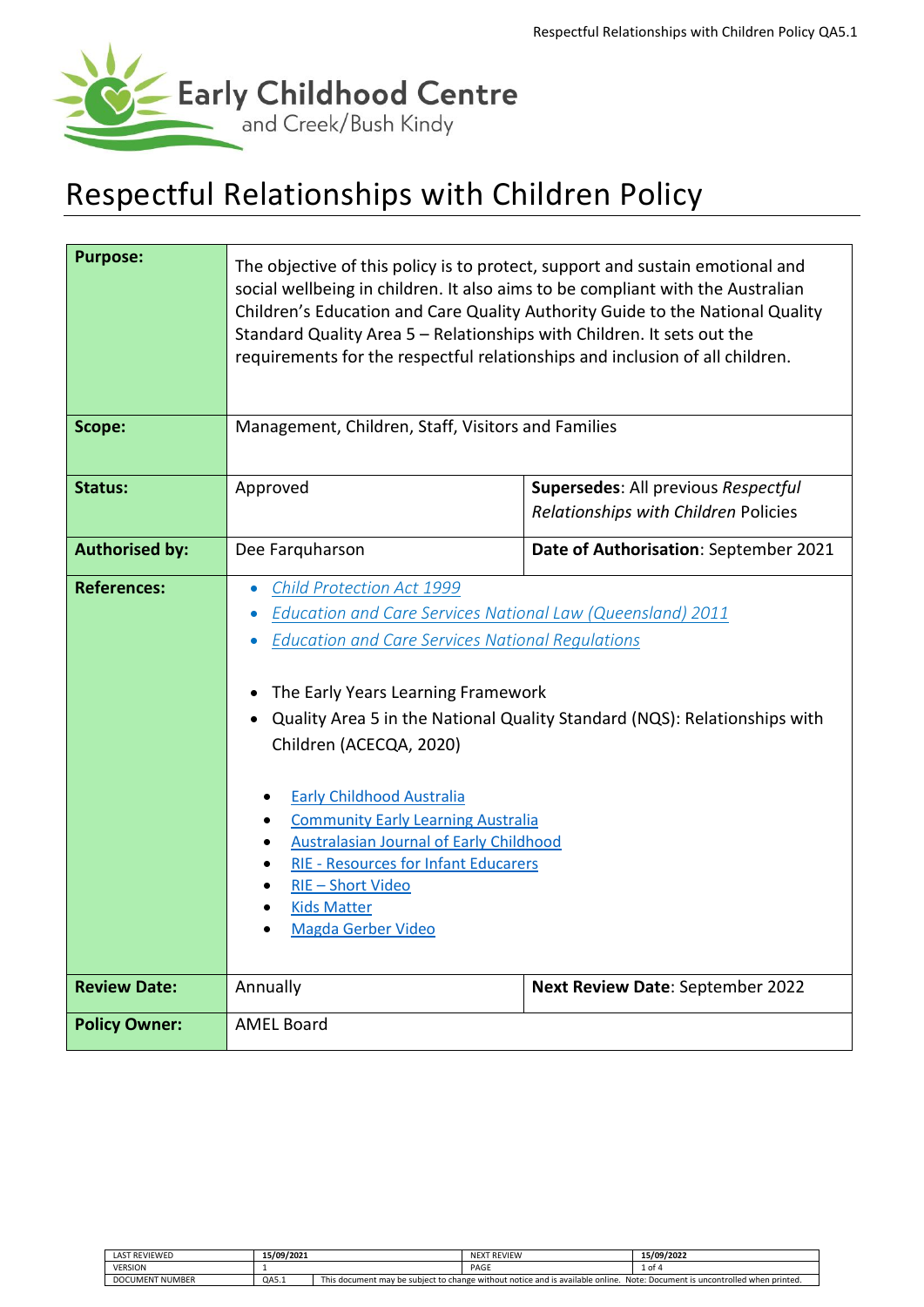Early Childhood Centre
and Creek/Bush Kindy

# Respectful Relationships with Children Policy

| **Purpose:** | The objective of this policy is to protect, support and sustain emotional and social wellbeing in children. It also aims to be compliant with the Australian Children's Education and Care Quality Authority Guide to the National Quality Standard Quality Area 5 – Relationships with Children. It sets out the requirements for the respectful relationships and inclusion of all children. | |
|---|---|---|
| **Scope:** | Management, Children, Staff, Visitors and Families | |
| **Status:** | Approved | **Supersedes**: All previous *Respectful Relationships with Children* Policies |
| **Authorised by:** | Dee Farquharson | **Date of Authorisation**: September 2021 |
| **References:** | • *Child Protection Act 1999*<br>• *Education and Care Services National Law (Queensland) 2011*<br>• *Education and Care Services National Regulations*<br><br>• The Early Years Learning Framework<br>• Quality Area 5 in the National Quality Standard (NQS): Relationships with Children (ACECQA, 2020)<br><br>• Early Childhood Australia<br>• Community Early Learning Australia<br>• Australasian Journal of Early Childhood<br>• RIE - Resources for Infant Educarers<br>• RIE – Short Video<br>• Kids Matter<br>• Magda Gerber Video | |
| **Review Date:** | Annually | **Next Review Date**: September 2022 |
| **Policy Owner:** | AMEL Board | |

| LAST REVIEWED | 15/09/2021 | NEXT REVIEW | 15/09/2022 |
|---|---|---|---|
| VERSION | 1 | PAGE | 1 of 4 |
| DOCUMENT NUMBER | QA5.1 | This document may be subject to change without notice and is available online. Note: Document is uncontrolled when printed. | |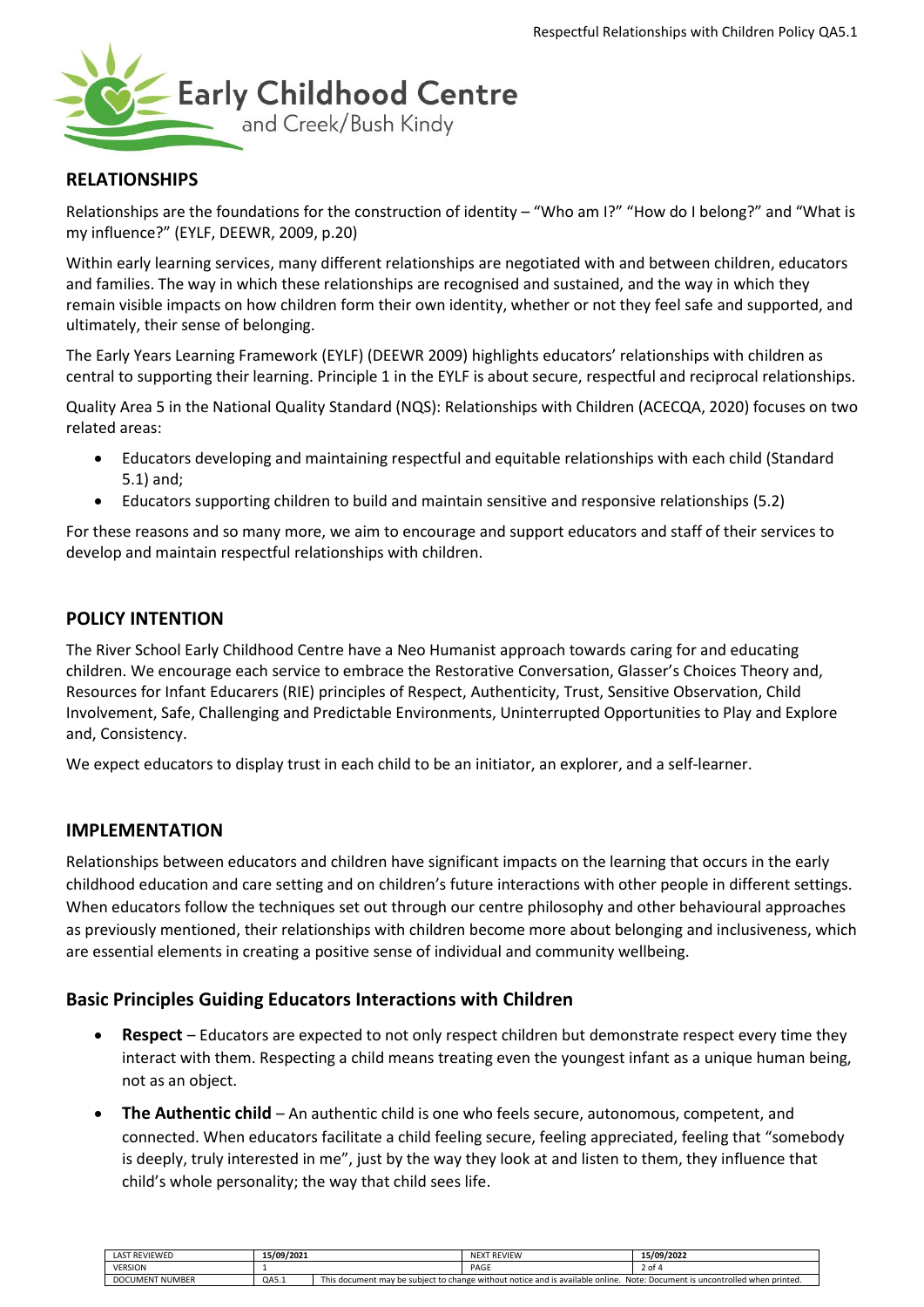## RELATIONSHIPS

Relationships are the foundations for the construction of identity – "Who am I?" "How do I belong?" and "What is my influence?" (EYLF, DEEWR, 2009, p.20)

Within early learning services, many different relationships are negotiated with and between children, educators and families. The way in which these relationships are recognised and sustained, and the way in which they remain visible impacts on how children form their own identity, whether or not they feel safe and supported, and ultimately, their sense of belonging.

The Early Years Learning Framework (EYLF) (DEEWR 2009) highlights educators' relationships with children as central to supporting their learning. Principle 1 in the EYLF is about secure, respectful and reciprocal relationships.

Quality Area 5 in the National Quality Standard (NQS): Relationships with Children (ACECQA, 2020) focuses on two related areas:

- Educators developing and maintaining respectful and equitable relationships with each child (Standard 5.1) and;
- Educators supporting children to build and maintain sensitive and responsive relationships (5.2)

For these reasons and so many more, we aim to encourage and support educators and staff of their services to develop and maintain respectful relationships with children.

## POLICY INTENTION

The River School Early Childhood Centre have a Neo Humanist approach towards caring for and educating children. We encourage each service to embrace the Restorative Conversation, Glasser's Choices Theory and, Resources for Infant Educarers (RIE) principles of Respect, Authenticity, Trust, Sensitive Observation, Child Involvement, Safe, Challenging and Predictable Environments, Uninterrupted Opportunities to Play and Explore and, Consistency.

We expect educators to display trust in each child to be an initiator, an explorer, and a self-learner.

## IMPLEMENTATION

Relationships between educators and children have significant impacts on the learning that occurs in the early childhood education and care setting and on children's future interactions with other people in different settings. When educators follow the techniques set out through our centre philosophy and other behavioural approaches as previously mentioned, their relationships with children become more about belonging and inclusiveness, which are essential elements in creating a positive sense of individual and community wellbeing.

### Basic Principles Guiding Educators Interactions with Children

- **Respect** – Educators are expected to not only respect children but demonstrate respect every time they interact with them. Respecting a child means treating even the youngest infant as a unique human being, not as an object.
- **The Authentic child** – An authentic child is one who feels secure, autonomous, competent, and connected. When educators facilitate a child feeling secure, feeling appreciated, feeling that "somebody is deeply, truly interested in me", just by the way they look at and listen to them, they influence that child's whole personality; the way that child sees life.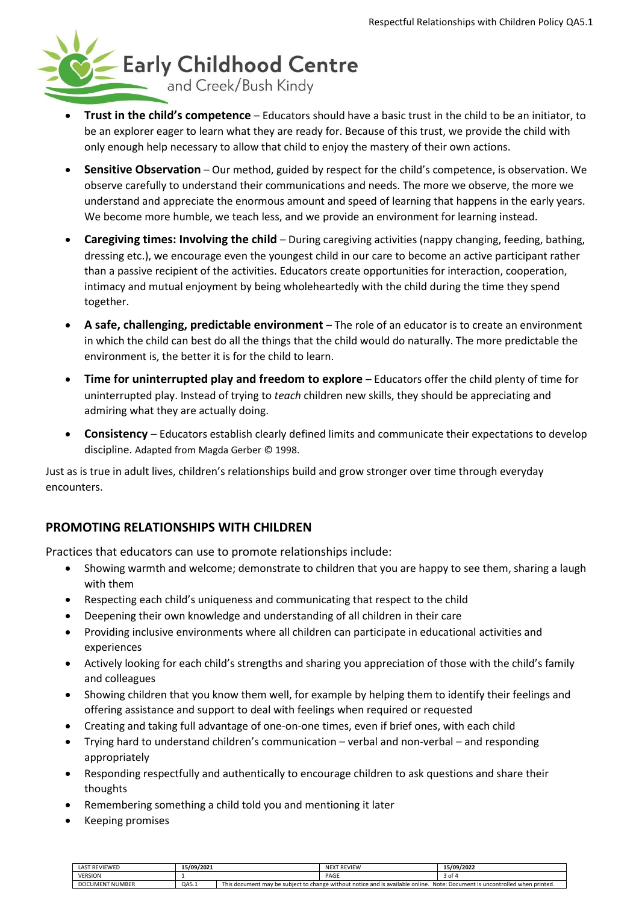- **Trust in the child's competence** – Educators should have a basic trust in the child to be an initiator, to be an explorer eager to learn what they are ready for. Because of this trust, we provide the child with only enough help necessary to allow that child to enjoy the mastery of their own actions.
- **Sensitive Observation** – Our method, guided by respect for the child's competence, is observation. We observe carefully to understand their communications and needs. The more we observe, the more we understand and appreciate the enormous amount and speed of learning that happens in the early years. We become more humble, we teach less, and we provide an environment for learning instead.
- **Caregiving times: Involving the child** – During caregiving activities (nappy changing, feeding, bathing, dressing etc.), we encourage even the youngest child in our care to become an active participant rather than a passive recipient of the activities. Educators create opportunities for interaction, cooperation, intimacy and mutual enjoyment by being wholeheartedly with the child during the time they spend together.
- **A safe, challenging, predictable environment** – The role of an educator is to create an environment in which the child can best do all the things that the child would do naturally. The more predictable the environment is, the better it is for the child to learn.
- **Time for uninterrupted play and freedom to explore** – Educators offer the child plenty of time for uninterrupted play. Instead of trying to *teach* children new skills, they should be appreciating and admiring what they are actually doing.
- **Consistency** – Educators establish clearly defined limits and communicate their expectations to develop discipline. Adapted from Magda Gerber © 1998.

Just as is true in adult lives, children's relationships build and grow stronger over time through everyday encounters.

## PROMOTING RELATIONSHIPS WITH CHILDREN

Practices that educators can use to promote relationships include:

- Showing warmth and welcome; demonstrate to children that you are happy to see them, sharing a laugh with them
- Respecting each child's uniqueness and communicating that respect to the child
- Deepening their own knowledge and understanding of all children in their care
- Providing inclusive environments where all children can participate in educational activities and experiences
- Actively looking for each child's strengths and sharing you appreciation of those with the child's family and colleagues
- Showing children that you know them well, for example by helping them to identify their feelings and offering assistance and support to deal with feelings when required or requested
- Creating and taking full advantage of one-on-one times, even if brief ones, with each child
- Trying hard to understand children's communication – verbal and non-verbal – and responding appropriately
- Responding respectfully and authentically to encourage children to ask questions and share their thoughts
- Remembering something a child told you and mentioning it later
- Keeping promises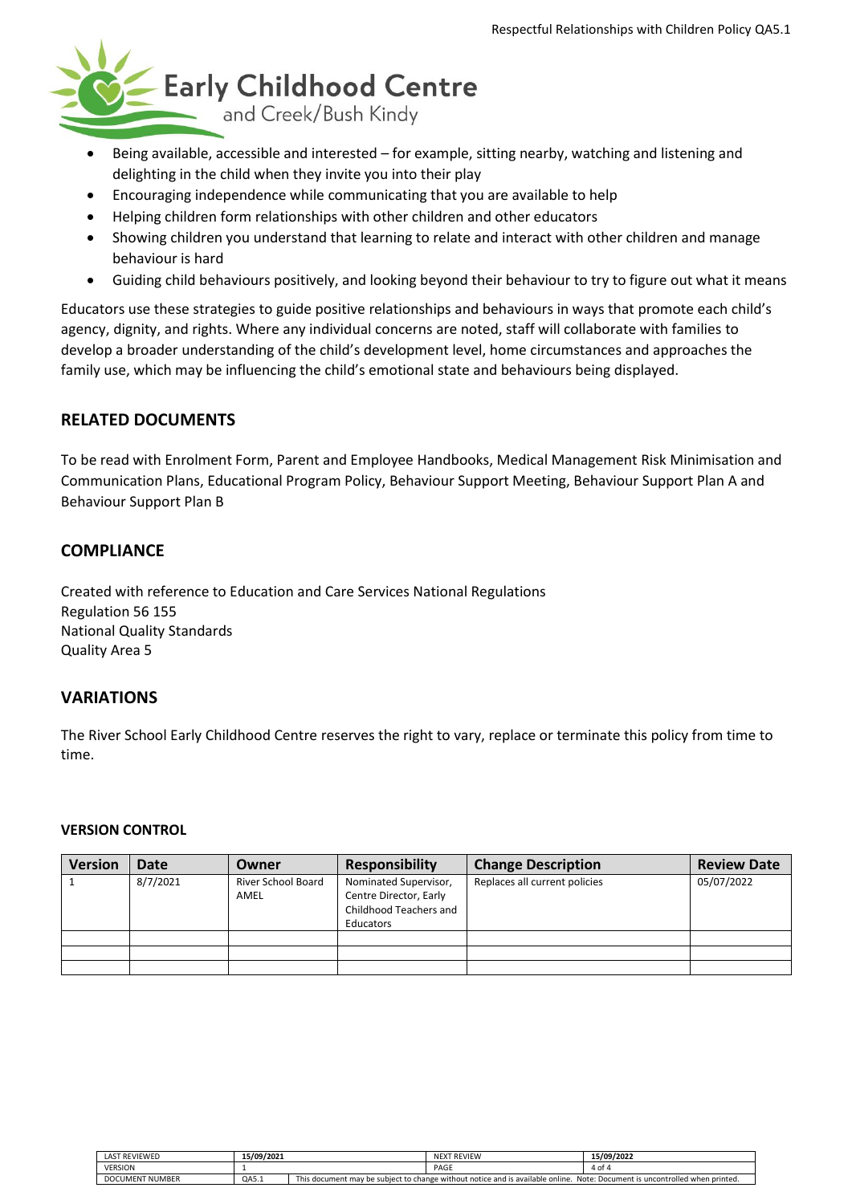- Being available, accessible and interested – for example, sitting nearby, watching and listening and delighting in the child when they invite you into their play
- Encouraging independence while communicating that you are available to help
- Helping children form relationships with other children and other educators
- Showing children you understand that learning to relate and interact with other children and manage behaviour is hard
- Guiding child behaviours positively, and looking beyond their behaviour to try to figure out what it means

Educators use these strategies to guide positive relationships and behaviours in ways that promote each child's agency, dignity, and rights. Where any individual concerns are noted, staff will collaborate with families to develop a broader understanding of the child's development level, home circumstances and approaches the family use, which may be influencing the child's emotional state and behaviours being displayed.

## RELATED DOCUMENTS

To be read with Enrolment Form, Parent and Employee Handbooks, Medical Management Risk Minimisation and Communication Plans, Educational Program Policy, Behaviour Support Meeting, Behaviour Support Plan A and Behaviour Support Plan B

## COMPLIANCE

Created with reference to Education and Care Services National Regulations
Regulation 56 155
National Quality Standards
Quality Area 5

## VARIATIONS

The River School Early Childhood Centre reserves the right to vary, replace or terminate this policy from time to time.

### VERSION CONTROL

| Version | Date | Owner | Responsibility | Change Description | Review Date |
|---|---|---|---|---|---|
| 1 | 8/7/2021 | River School Board AMEL | Nominated Supervisor, Centre Director, Early Childhood Teachers and Educators | Replaces all current policies | 05/07/2022 |
| | | | | | |
| | | | | | |
| | | | | | |

| | | | |
|---|---|---|---|
| LAST REVIEWED | 15/09/2021 | NEXT REVIEW | 15/09/2022 |
| VERSION | 1 | PAGE | 4 of 4 |
| DOCUMENT NUMBER | QA5.1 | This document may be subject to change without notice and is available online. Note: Document is uncontrolled when printed. | |